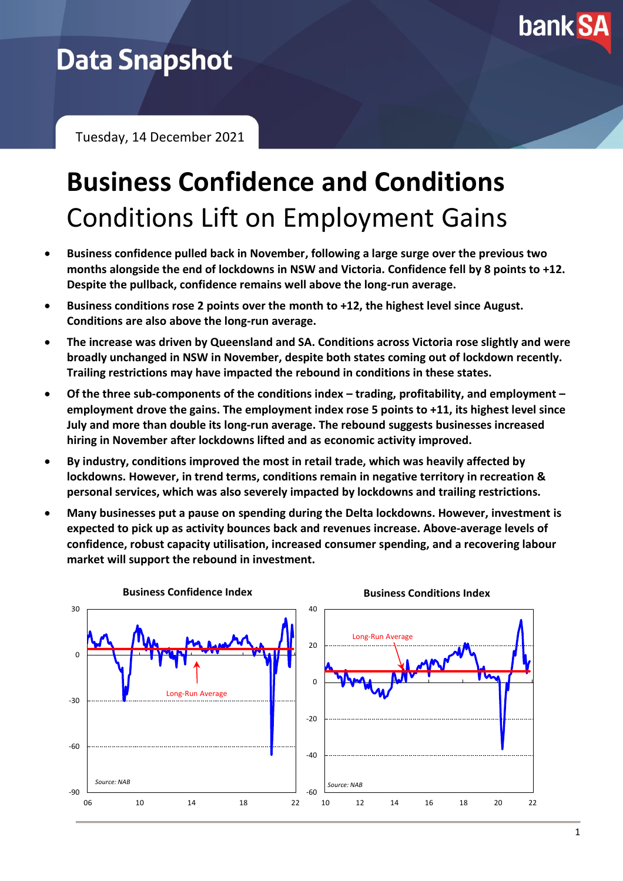# Data Snapshot

Tuesday, 14 December 2021

# Business Confidence and Conditions

## Conditions Lift on Employment Gains

- **Business confidence pulled back in November, following a large surge over the previous two months alongside the end of lockdowns in NSW and Victoria. Confidence fell by 8 points to +12. Despite the pullback, confidence remains well above the long-run average.**
- **Business conditions rose 2 points over the month to +12, the highest level since August. Conditions are also above the long-run average.**
- **The increase was driven by Queensland and SA. Conditions across Victoria rose slightly and were broadly unchanged in NSW in November, despite both states coming out of lockdown recently. Trailing restrictions may have impacted the rebound in conditions in these states.**
- **Of the three sub-components of the conditions index – trading, profitability, and employment – employment drove the gains. The employment index rose 5 points to +11, its highest level since July and more than double its long-run average. The rebound suggests businesses increased hiring in November after lockdowns lifted and as economic activity improved.**
- **By industry, conditions improved the most in retail trade, which was heavily affected by lockdowns. However, in trend terms, conditions remain in negative territory in recreation & personal services, which was also severely impacted by lockdowns and trailing restrictions.**
- **Many businesses put a pause on spending during the Delta lockdowns. However, investment is expected to pick up as activity bounces back and revenues increase. Above-average levels of confidence, robust capacity utilisation, increased consumer spending, and a recovering labour market will support the rebound in investment.**

**Business Confidence Index**

Long-Run Average

*Source: NAB*

**Business Conditions Index**

Long-Run Average

*Source: NAB*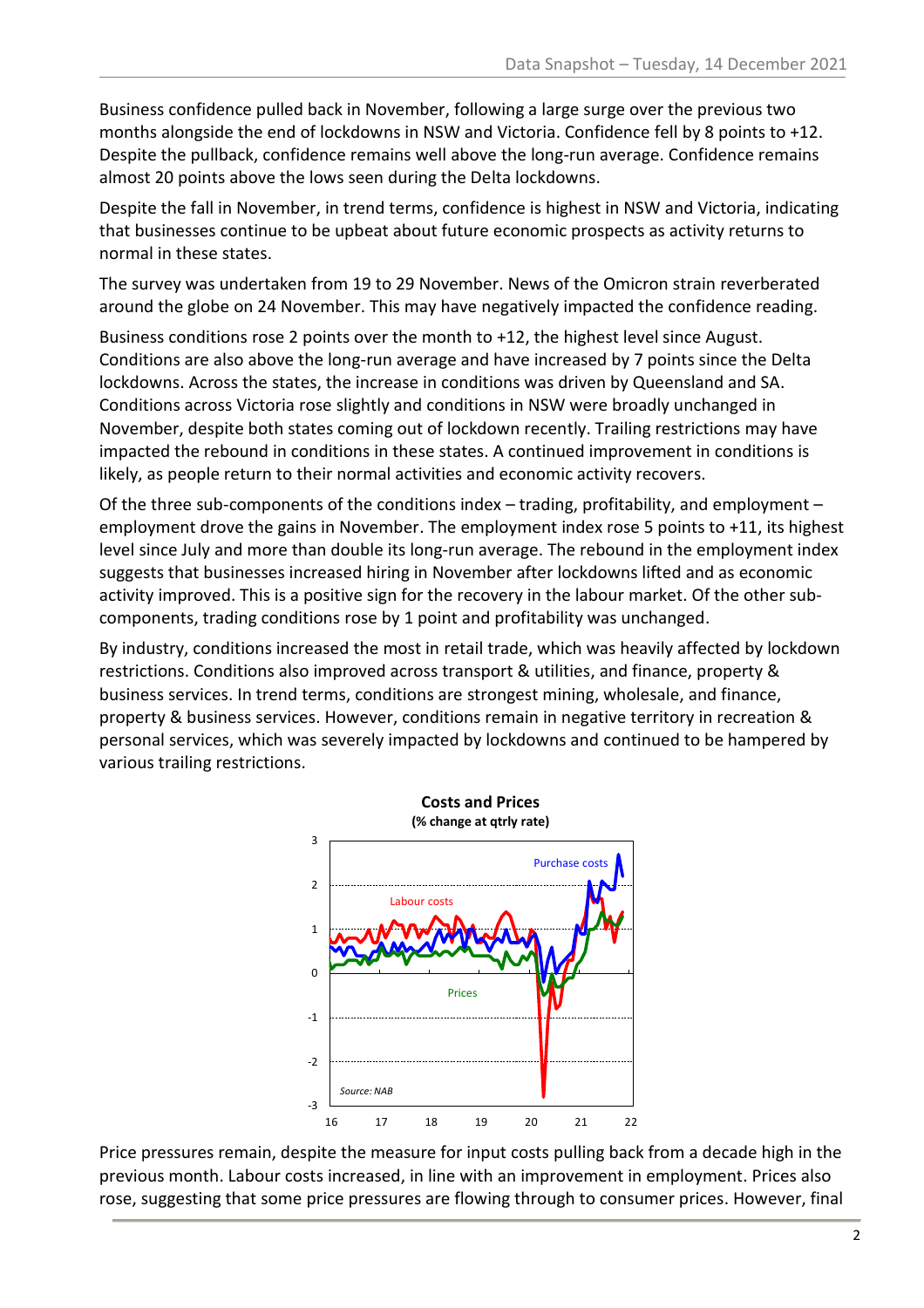Business confidence pulled back in November, following a large surge over the previous two months alongside the end of lockdowns in NSW and Victoria. Confidence fell by 8 points to +12. Despite the pullback, confidence remains well above the long-run average. Confidence remains almost 20 points above the lows seen during the Delta lockdowns.

Despite the fall in November, in trend terms, confidence is highest in NSW and Victoria, indicating that businesses continue to be upbeat about future economic prospects as activity returns to normal in these states.

The survey was undertaken from 19 to 29 November. News of the Omicron strain reverberated around the globe on 24 November. This may have negatively impacted the confidence reading.

Business conditions rose 2 points over the month to +12, the highest level since August. Conditions are also above the long-run average and have increased by 7 points since the Delta lockdowns. Across the states, the increase in conditions was driven by Queensland and SA. Conditions across Victoria rose slightly and conditions in NSW were broadly unchanged in November, despite both states coming out of lockdown recently. Trailing restrictions may have impacted the rebound in conditions in these states. A continued improvement in conditions is likely, as people return to their normal activities and economic activity recovers.

Of the three sub-components of the conditions index – trading, profitability, and employment – employment drove the gains in November. The employment index rose 5 points to +11, its highest level since July and more than double its long-run average. The rebound in the employment index suggests that businesses increased hiring in November after lockdowns lifted and as economic activity improved. This is a positive sign for the recovery in the labour market. Of the other sub-components, trading conditions rose by 1 point and profitability was unchanged.

By industry, conditions increased the most in retail trade, which was heavily affected by lockdown restrictions. Conditions also improved across transport & utilities, and finance, property & business services. In trend terms, conditions are strongest mining, wholesale, and finance, property & business services. However, conditions remain in negative territory in recreation & personal services, which was severely impacted by lockdowns and continued to be hampered by various trailing restrictions.

**Costs and Prices**
**(% change at qtrly rate)**

*Source: NAB*

Price pressures remain, despite the measure for input costs pulling back from a decade high in the previous month. Labour costs increased, in line with an improvement in employment. Prices also rose, suggesting that some price pressures are flowing through to consumer prices. However, final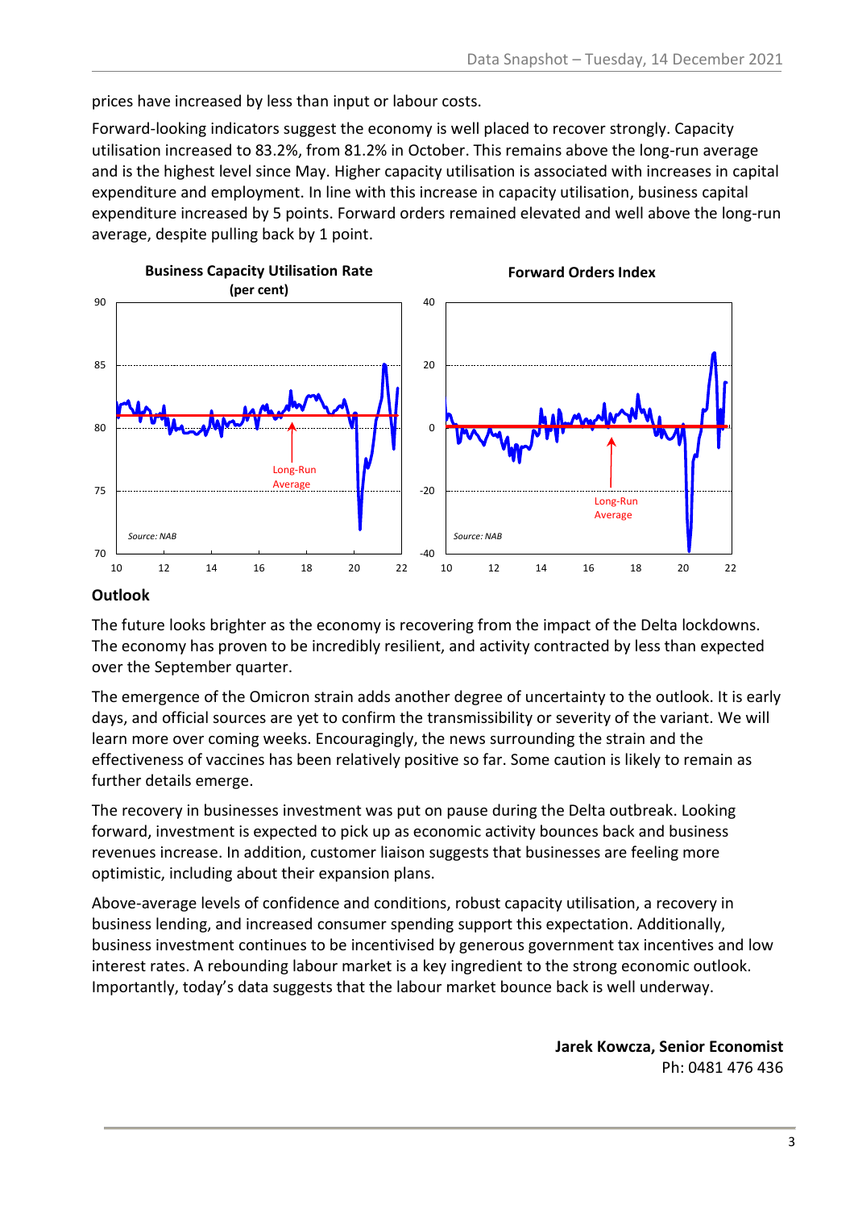prices have increased by less than input or labour costs.

Forward-looking indicators suggest the economy is well placed to recover strongly. Capacity utilisation increased to 83.2%, from 81.2% in October. This remains above the long-run average and is the highest level since May. Higher capacity utilisation is associated with increases in capital expenditure and employment. In line with this increase in capacity utilisation, business capital expenditure increased by 5 points. Forward orders remained elevated and well above the long-run average, despite pulling back by 1 point.

**Business Capacity Utilisation Rate (per cent)**

**Forward Orders Index**

## Outlook

The future looks brighter as the economy is recovering from the impact of the Delta lockdowns. The economy has proven to be incredibly resilient, and activity contracted by less than expected over the September quarter.

The emergence of the Omicron strain adds another degree of uncertainty to the outlook. It is early days, and official sources are yet to confirm the transmissibility or severity of the variant. We will learn more over coming weeks. Encouragingly, the news surrounding the strain and the effectiveness of vaccines has been relatively positive so far. Some caution is likely to remain as further details emerge.

The recovery in businesses investment was put on pause during the Delta outbreak. Looking forward, investment is expected to pick up as economic activity bounces back and business revenues increase. In addition, customer liaison suggests that businesses are feeling more optimistic, including about their expansion plans.

Above-average levels of confidence and conditions, robust capacity utilisation, a recovery in business lending, and increased consumer spending support this expectation. Additionally, business investment continues to be incentivised by generous government tax incentives and low interest rates. A rebounding labour market is a key ingredient to the strong economic outlook. Importantly, today's data suggests that the labour market bounce back is well underway.

**Jarek Kowcza, Senior Economist**
Ph: 0481 476 436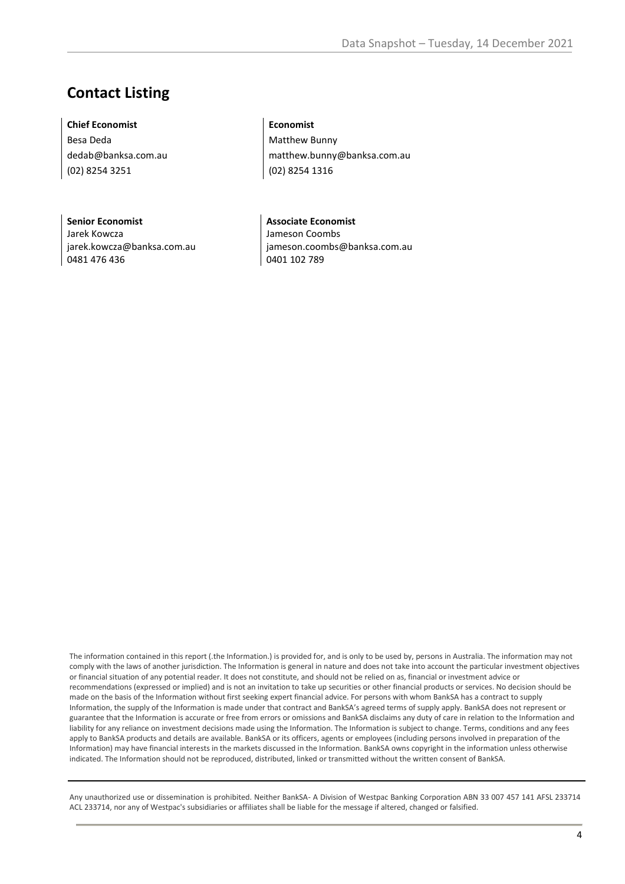## Contact Listing

**Chief Economist**
Besa Deda
dedab@banksa.com.au
(02) 8254 3251

**Economist**
Matthew Bunny
matthew.bunny@banksa.com.au
(02) 8254 1316

**Senior Economist**
Jarek Kowcza
jarek.kowcza@banksa.com.au
0481 476 436

**Associate Economist**
Jameson Coombs
jameson.coombs@banksa.com.au
0401 102 789

The information contained in this report (.the Information.) is provided for, and is only to be used by, persons in Australia. The information may not comply with the laws of another jurisdiction. The Information is general in nature and does not take into account the particular investment objectives or financial situation of any potential reader. It does not constitute, and should not be relied on as, financial or investment advice or recommendations (expressed or implied) and is not an invitation to take up securities or other financial products or services. No decision should be made on the basis of the Information without first seeking expert financial advice. For persons with whom BankSA has a contract to supply Information, the supply of the Information is made under that contract and BankSA's agreed terms of supply apply. BankSA does not represent or guarantee that the Information is accurate or free from errors or omissions and BankSA disclaims any duty of care in relation to the Information and liability for any reliance on investment decisions made using the Information. The Information is subject to change. Terms, conditions and any fees apply to BankSA products and details are available. BankSA or its officers, agents or employees (including persons involved in preparation of the Information) may have financial interests in the markets discussed in the Information. BankSA owns copyright in the information unless otherwise indicated. The Information should not be reproduced, distributed, linked or transmitted without the written consent of BankSA.

Any unauthorized use or dissemination is prohibited. Neither BankSA- A Division of Westpac Banking Corporation ABN 33 007 457 141 AFSL 233714 ACL 233714, nor any of Westpac's subsidiaries or affiliates shall be liable for the message if altered, changed or falsified.